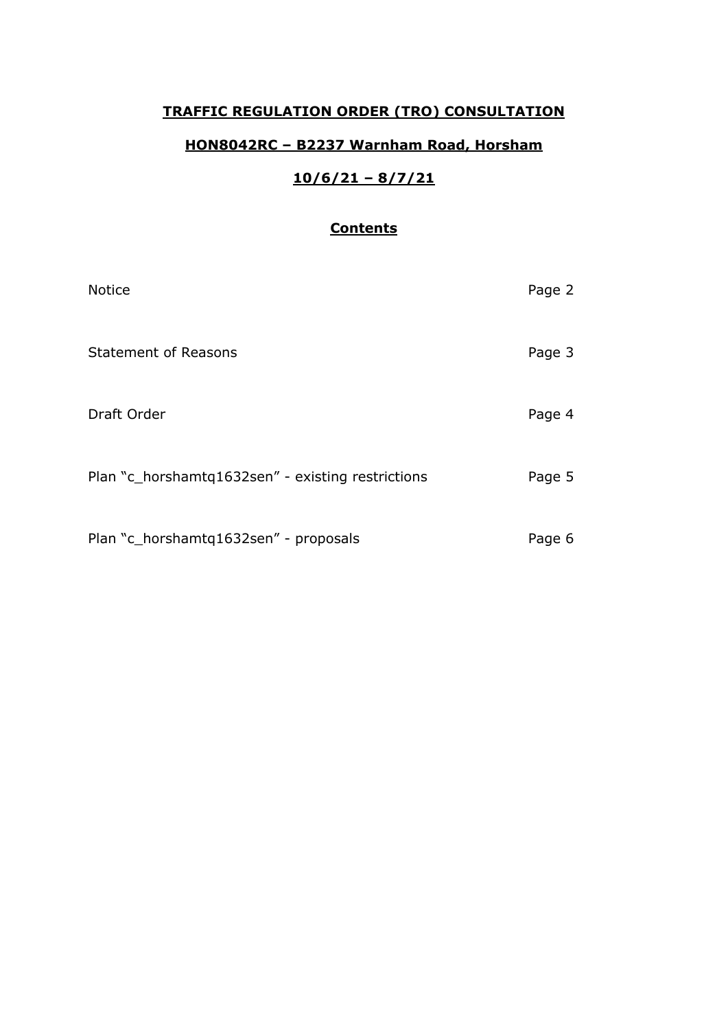# **TRAFFIC REGULATION ORDER (TRO) CONSULTATION**

## **HON8042RC – B2237 Warnham Road, Horsham**

## **10/6/21 – 8/7/21**

### **Contents**

| | |
|---|---|
| Notice | Page 2 |
| Statement of Reasons | Page 3 |
| Draft Order | Page 4 |
| Plan "c_horshamtq1632sen" - existing restrictions | Page 5 |
| Plan "c_horshamtq1632sen" - proposals | Page 6 |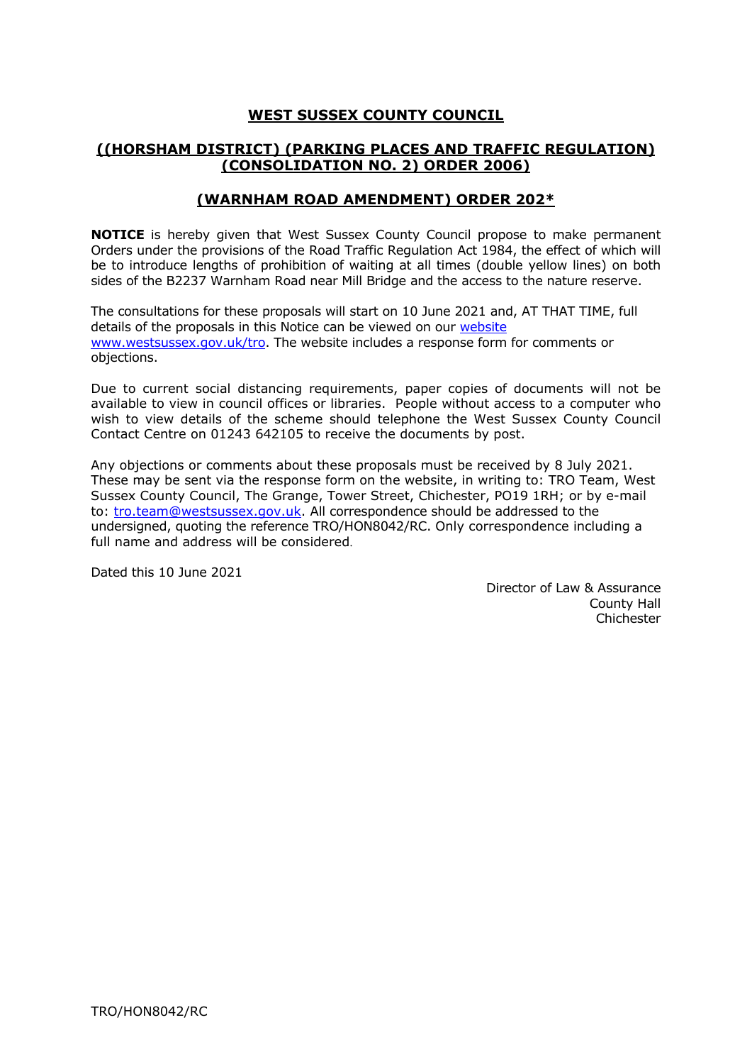# WEST SUSSEX COUNTY COUNCIL

## ((HORSHAM DISTRICT) (PARKING PLACES AND TRAFFIC REGULATION) (CONSOLIDATION NO. 2) ORDER 2006)

## (WARNHAM ROAD AMENDMENT) ORDER 202*

**NOTICE** is hereby given that West Sussex County Council propose to make permanent Orders under the provisions of the Road Traffic Regulation Act 1984, the effect of which will be to introduce lengths of prohibition of waiting at all times (double yellow lines) on both sides of the B2237 Warnham Road near Mill Bridge and the access to the nature reserve.

The consultations for these proposals will start on 10 June 2021 and, AT THAT TIME, full details of the proposals in this Notice can be viewed on our website www.westsussex.gov.uk/tro. The website includes a response form for comments or objections.

Due to current social distancing requirements, paper copies of documents will not be available to view in council offices or libraries. People without access to a computer who wish to view details of the scheme should telephone the West Sussex County Council Contact Centre on 01243 642105 to receive the documents by post.

Any objections or comments about these proposals must be received by 8 July 2021. These may be sent via the response form on the website, in writing to: TRO Team, West Sussex County Council, The Grange, Tower Street, Chichester, PO19 1RH; or by e-mail to: tro.team@westsussex.gov.uk. All correspondence should be addressed to the undersigned, quoting the reference TRO/HON8042/RC. Only correspondence including a full name and address will be considered.

Dated this 10 June 2021

Director of Law & Assurance
County Hall
Chichester

TRO/HON8042/RC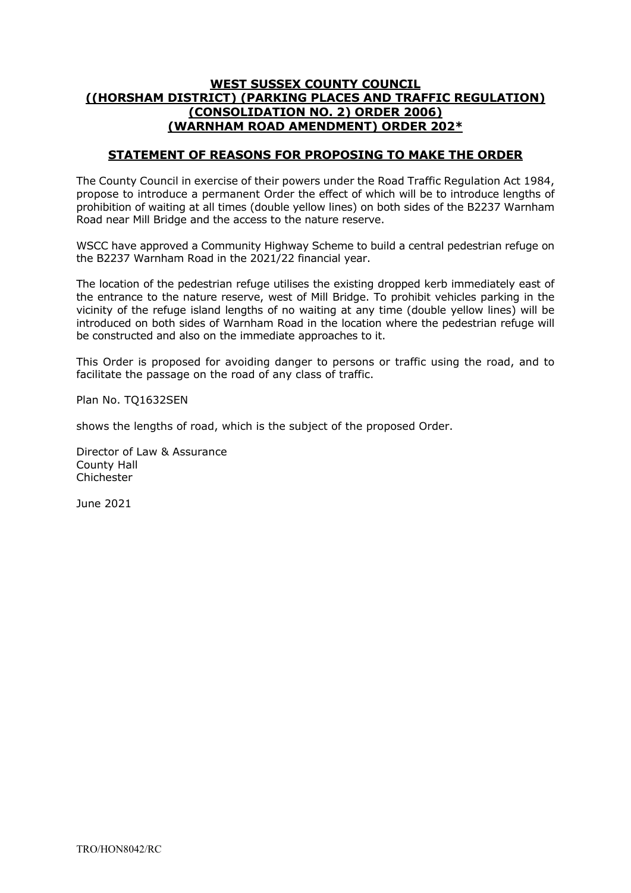# WEST SUSSEX COUNTY COUNCIL
# ((HORSHAM DISTRICT) (PARKING PLACES AND TRAFFIC REGULATION) (CONSOLIDATION NO. 2) ORDER 2006) (WARNHAM ROAD AMENDMENT) ORDER 202*

## STATEMENT OF REASONS FOR PROPOSING TO MAKE THE ORDER

The County Council in exercise of their powers under the Road Traffic Regulation Act 1984, propose to introduce a permanent Order the effect of which will be to introduce lengths of prohibition of waiting at all times (double yellow lines) on both sides of the B2237 Warnham Road near Mill Bridge and the access to the nature reserve.

WSCC have approved a Community Highway Scheme to build a central pedestrian refuge on the B2237 Warnham Road in the 2021/22 financial year.

The location of the pedestrian refuge utilises the existing dropped kerb immediately east of the entrance to the nature reserve, west of Mill Bridge. To prohibit vehicles parking in the vicinity of the refuge island lengths of no waiting at any time (double yellow lines) will be introduced on both sides of Warnham Road in the location where the pedestrian refuge will be constructed and also on the immediate approaches to it.

This Order is proposed for avoiding danger to persons or traffic using the road, and to facilitate the passage on the road of any class of traffic.

Plan No. TQ1632SEN

shows the lengths of road, which is the subject of the proposed Order.

Director of Law & Assurance
County Hall
Chichester

June 2021

TRO/HON8042/RC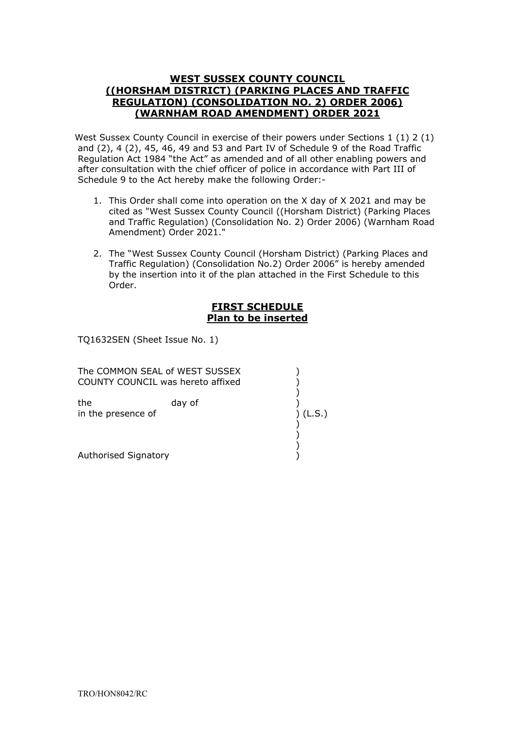# WEST SUSSEX COUNTY COUNCIL
# ((HORSHAM DISTRICT) (PARKING PLACES AND TRAFFIC REGULATION) (CONSOLIDATION NO. 2) ORDER 2006) (WARNHAM ROAD AMENDMENT) ORDER 2021

West Sussex County Council in exercise of their powers under Sections 1 (1) 2 (1) and (2), 4 (2), 45, 46, 49 and 53 and Part IV of Schedule 9 of the Road Traffic Regulation Act 1984 "the Act" as amended and of all other enabling powers and after consultation with the chief officer of police in accordance with Part III of Schedule 9 to the Act hereby make the following Order:-

1. This Order shall come into operation on the X day of X 2021 and may be cited as "West Sussex County Council ((Horsham District) (Parking Places and Traffic Regulation) (Consolidation No. 2) Order 2006) (Warnham Road Amendment) Order 2021."

2. The "West Sussex County Council (Horsham District) (Parking Places and Traffic Regulation) (Consolidation No.2) Order 2006" is hereby amended by the insertion into it of the plan attached in the First Schedule to this Order.

## FIRST SCHEDULE
## Plan to be inserted

TQ1632SEN (Sheet Issue No. 1)

The COMMON SEAL of WEST SUSSEX COUNTY COUNCIL was hereto affixed )

the day of )
in the presence of ) (L.S.)

Authorised Signatory )

TRO/HON8042/RC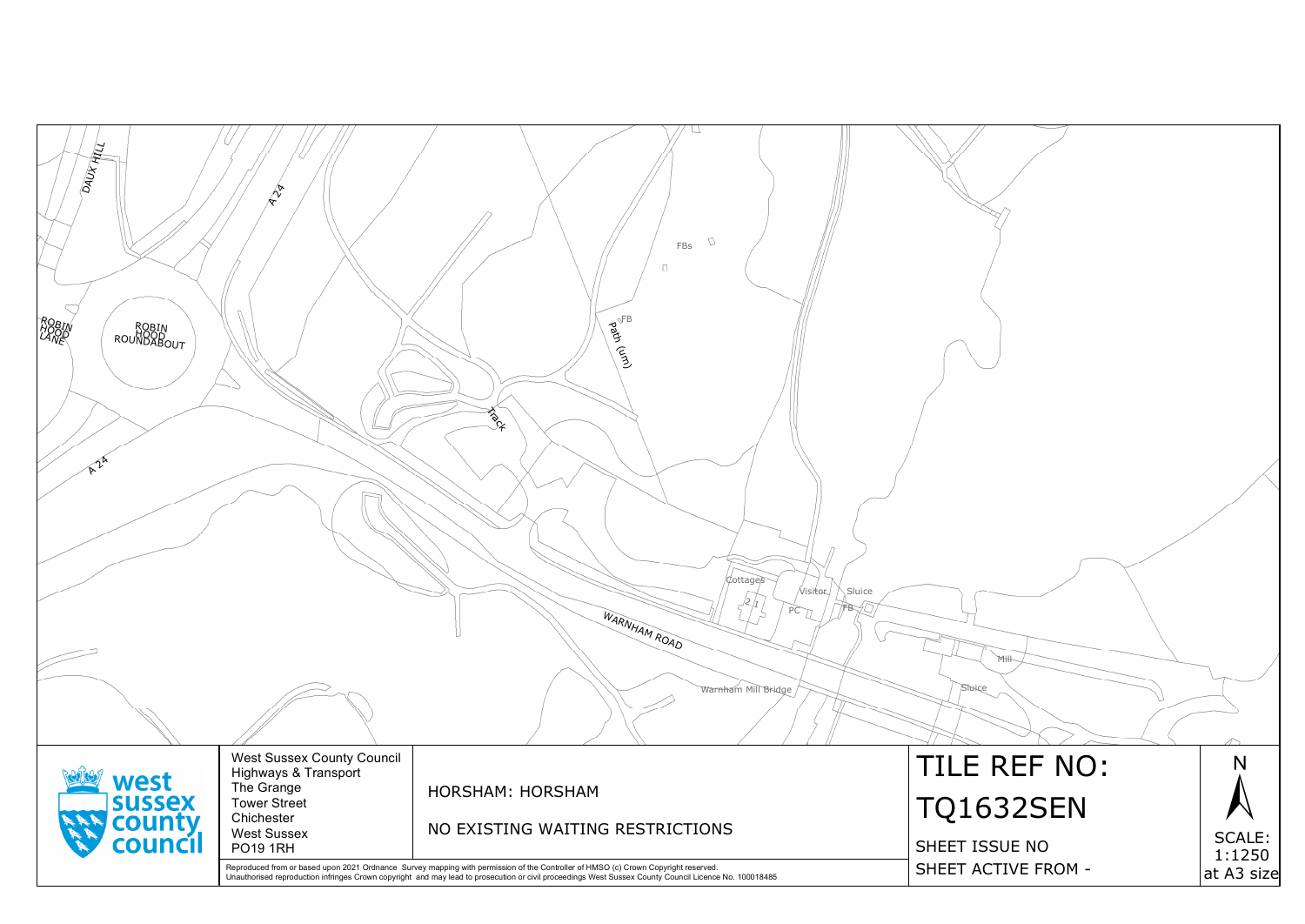DAUX HILL

A 24

FBs

FB

Path (um)

ROBIN HOOD LANE

ROBIN HOOD ROUNDABOUT

Track

A 24

Cottages

2 1

Visitor

Sluice

PC

FB

WARNHAM ROAD

Mill

Sluice

Warnham Mill Bridge

West Sussex County Council
Highways & Transport
The Grange
Tower Street
Chichester
West Sussex
PO19 1RH

HORSHAM: HORSHAM

NO EXISTING WAITING RESTRICTIONS

# TILE REF NO:

# TQ1632SEN

SHEET ISSUE NO

SHEET ACTIVE FROM -

N

SCALE:
1:1250
at A3 size

Reproduced from or based upon 2021 Ordnance Survey mapping with permission of the Controller of HMSO (c) Crown Copyright reserved.
Unauthorised reproduction infringes Crown copyright and may lead to prosecution or civil proceedings West Sussex County Council Licence No. 100018485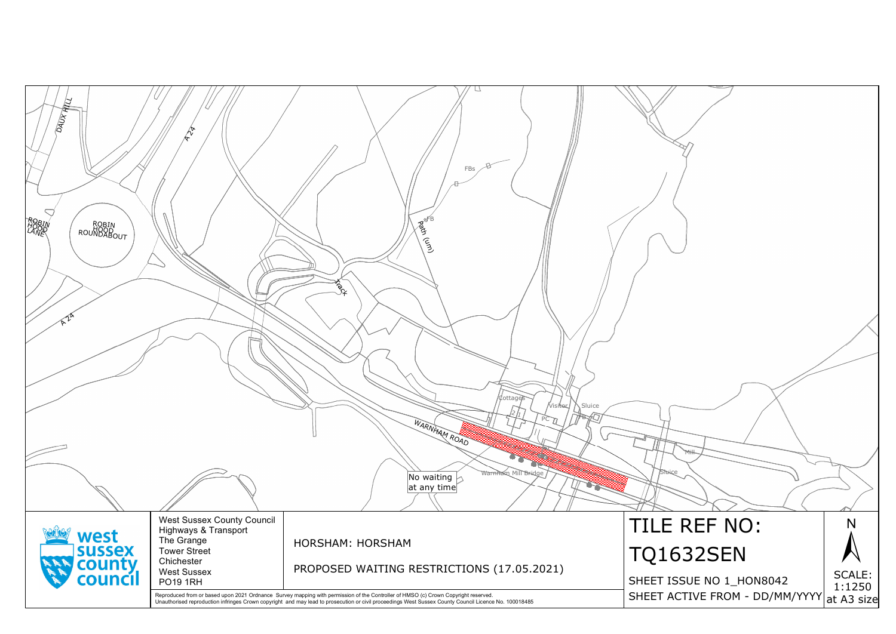DAUX HILL

A 24

ROBIN HOOD LANE

ROBIN HOOD ROUNDABOUT

A 24

FBs

FB

Path (um)

Track

Cottages

Visitor

Sluice

PC

FB

WARNHAM ROAD

Mill

Warnham Mill Bridge

Sluice

No waiting at any time

West Sussex County Council
Highways & Transport
The Grange
Tower Street
Chichester
West Sussex
PO19 1RH

HORSHAM: HORSHAM

PROPOSED WAITING RESTRICTIONS (17.05.2021)

TILE REF NO: TQ1632SEN

SHEET ISSUE NO 1_HON8042

SHEET ACTIVE FROM - DD/MM/YYYY

N

SCALE: 1:1250 at A3 size

Reproduced from or based upon 2021 Ordnance Survey mapping with permission of the Controller of HMSO (c) Crown Copyright reserved.
Unauthorised reproduction infringes Crown copyright and may lead to prosecution or civil proceedings West Sussex County Council Licence No. 100018485